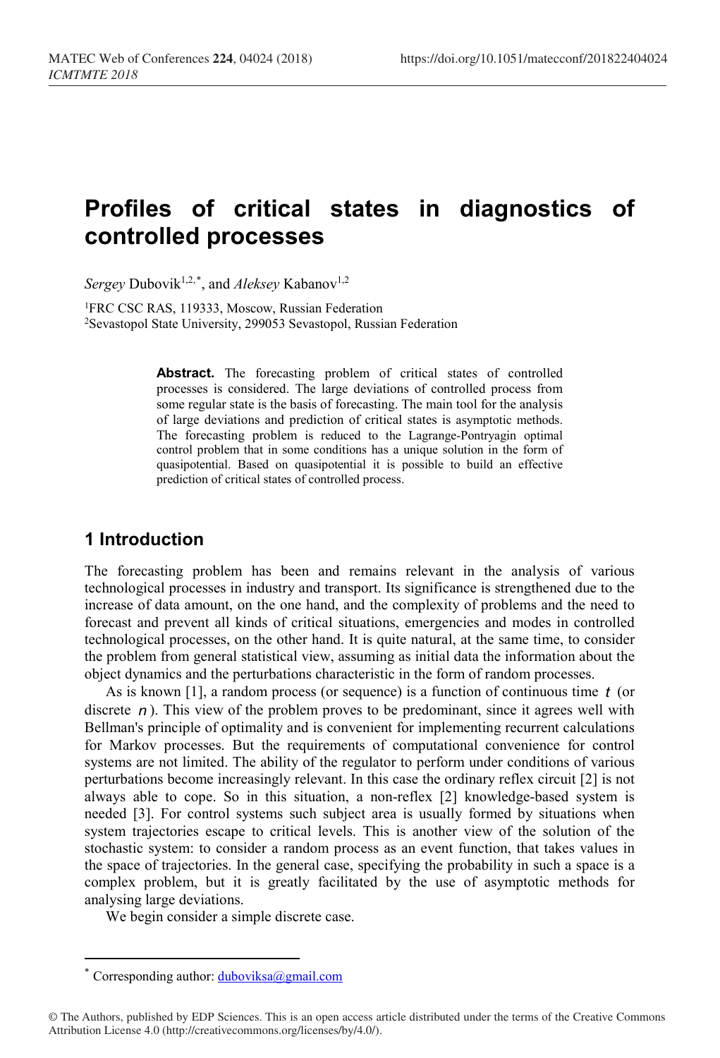# Profiles of critical states in diagnostics of controlled processes

*Sergey* Dubovik[1,2,*], and *Aleksey* Kabanov[1,2]

[1]FRC CSC RAS, 119333, Moscow, Russian Federation
[2]Sevastopol State University, 299053 Sevastopol, Russian Federation

**Abstract.** The forecasting problem of critical states of controlled processes is considered. The large deviations of controlled process from some regular state is the basis of forecasting. The main tool for the analysis of large deviations and prediction of critical states is asymptotic methods. The forecasting problem is reduced to the Lagrange-Pontryagin optimal control problem that in some conditions has a unique solution in the form of quasipotential. Based on quasipotential it is possible to build an effective prediction of critical states of controlled process.

## 1 Introduction

The forecasting problem has been and remains relevant in the analysis of various technological processes in industry and transport. Its significance is strengthened due to the increase of data amount, on the one hand, and the complexity of problems and the need to forecast and prevent all kinds of critical situations, emergencies and modes in controlled technological processes, on the other hand. It is quite natural, at the same time, to consider the problem from general statistical view, assuming as initial data the information about the object dynamics and the perturbations characteristic in the form of random processes.

As is known [1], a random process (or sequence) is a function of continuous time $t$ (or discrete $n$). This view of the problem proves to be predominant, since it agrees well with Bellman's principle of optimality and is convenient for implementing recurrent calculations for Markov processes. But the requirements of computational convenience for control systems are not limited. The ability of the regulator to perform under conditions of various perturbations become increasingly relevant. In this case the ordinary reflex circuit [2] is not always able to cope. So in this situation, a non-reflex [2] knowledge-based system is needed [3]. For control systems such subject area is usually formed by situations when system trajectories escape to critical levels. This is another view of the solution of the stochastic system: to consider a random process as an event function, that takes values in the space of trajectories. In the general case, specifying the probability in such a space is a complex problem, but it is greatly facilitated by the use of asymptotic methods for analysing large deviations.

We begin consider a simple discrete case.

[*] Corresponding author: duboviksa@gmail.com

© The Authors, published by EDP Sciences. This is an open access article distributed under the terms of the Creative Commons Attribution License 4.0 (http://creativecommons.org/licenses/by/4.0/).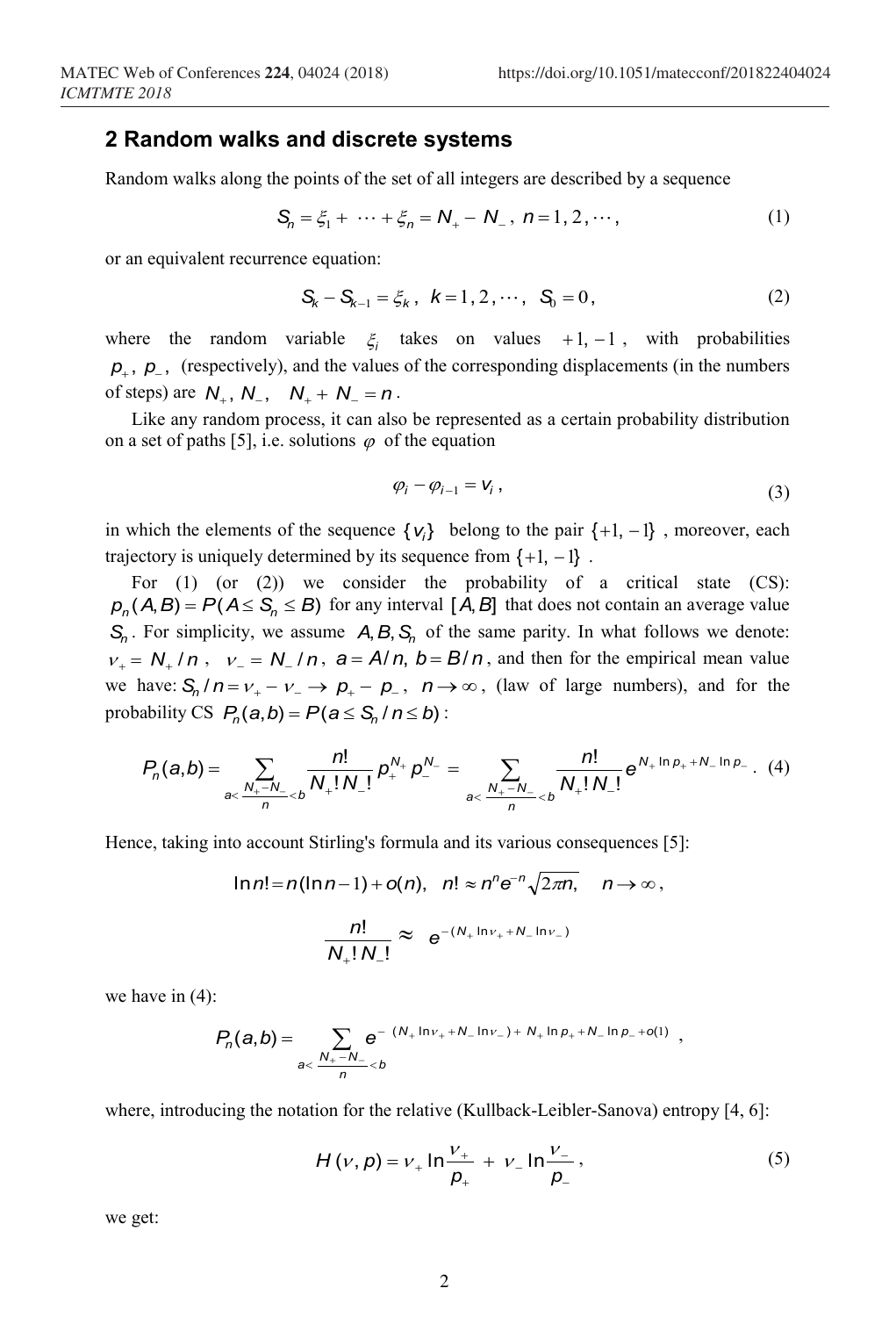## 2 Random walks and discrete systems

Random walks along the points of the set of all integers are described by a sequence

$$S_n = \xi_1 + \cdots + \xi_n = N_+ - N_-,\ n = 1, 2, \cdots, \tag{1}$$

or an equivalent recurrence equation:

$$S_k - S_{k-1} = \xi_k,\ k = 1, 2, \cdots,\ S_0 = 0, \tag{2}$$

where the random variable $\xi_i$ takes on values $+1, -1$, with probabilities $p_+,\ p_-$, (respectively), and the values of the corresponding displacements (in the numbers of steps) are $N_+,\ N_-,\quad N_+ + N_- = n$.

Like any random process, it can also be represented as a certain probability distribution on a set of paths [5], i.e. solutions $\varphi$ of the equation

$$\varphi_i - \varphi_{i-1} = v_i, \tag{3}$$

in which the elements of the sequence $\{v_i\}$ belong to the pair $\{+1, -1\}$, moreover, each trajectory is uniquely determined by its sequence from $\{+1, -1\}$.

For (1) (or (2)) we consider the probability of a critical state (CS): $p_n(A, B) = P(A \le S_n \le B)$ for any interval $[A, B]$ that does not contain an average value $S_n$. For simplicity, we assume $A, B, S_n$ of the same parity. In what follows we denote: $\nu_+ = N_+/n$, $\nu_- = N_-/n$, $a = A/n,\ b = B/n$, and then for the empirical mean value we have: $S_n/n = \nu_+ - \nu_- \to p_+ - p_-,\ n \to \infty$, (law of large numbers), and for the probability CS $P_n(a,b) = P(a \le S_n/n \le b)$:

$$P_n(a,b) = \sum_{a < \frac{N_+ - N_-}{n} < b} \frac{n!}{N_+!\,N_-!} p_+^{N_+} p_-^{N_-} = \sum_{a < \frac{N_+ - N_-}{n} < b} \frac{n!}{N_+!\,N_-!} e^{N_+ \ln p_+ + N_- \ln p_-}. \tag{4}$$

Hence, taking into account Stirling's formula and its various consequences [5]:

$$\ln n! = n(\ln n - 1) + o(n),\quad n! \approx n^n e^{-n}\sqrt{2\pi n},\quad n \to \infty,$$

$$\frac{n!}{N_+!\,N_-!} \approx e^{-(N_+ \ln \nu_+ + N_- \ln \nu_-)}$$

we have in (4):

$$P_n(a,b) = \sum_{a < \frac{N_+ - N_-}{n} < b} e^{-(N_+ \ln \nu_+ + N_- \ln \nu_-) + N_+ \ln p_+ + N_- \ln p_- + o(1)},$$

where, introducing the notation for the relative (Kullback-Leibler-Sanova) entropy [4, 6]:

$$H(\nu, p) = \nu_+ \ln \frac{\nu_+}{p_+} + \nu_- \ln \frac{\nu_-}{p_-}, \tag{5}$$

we get: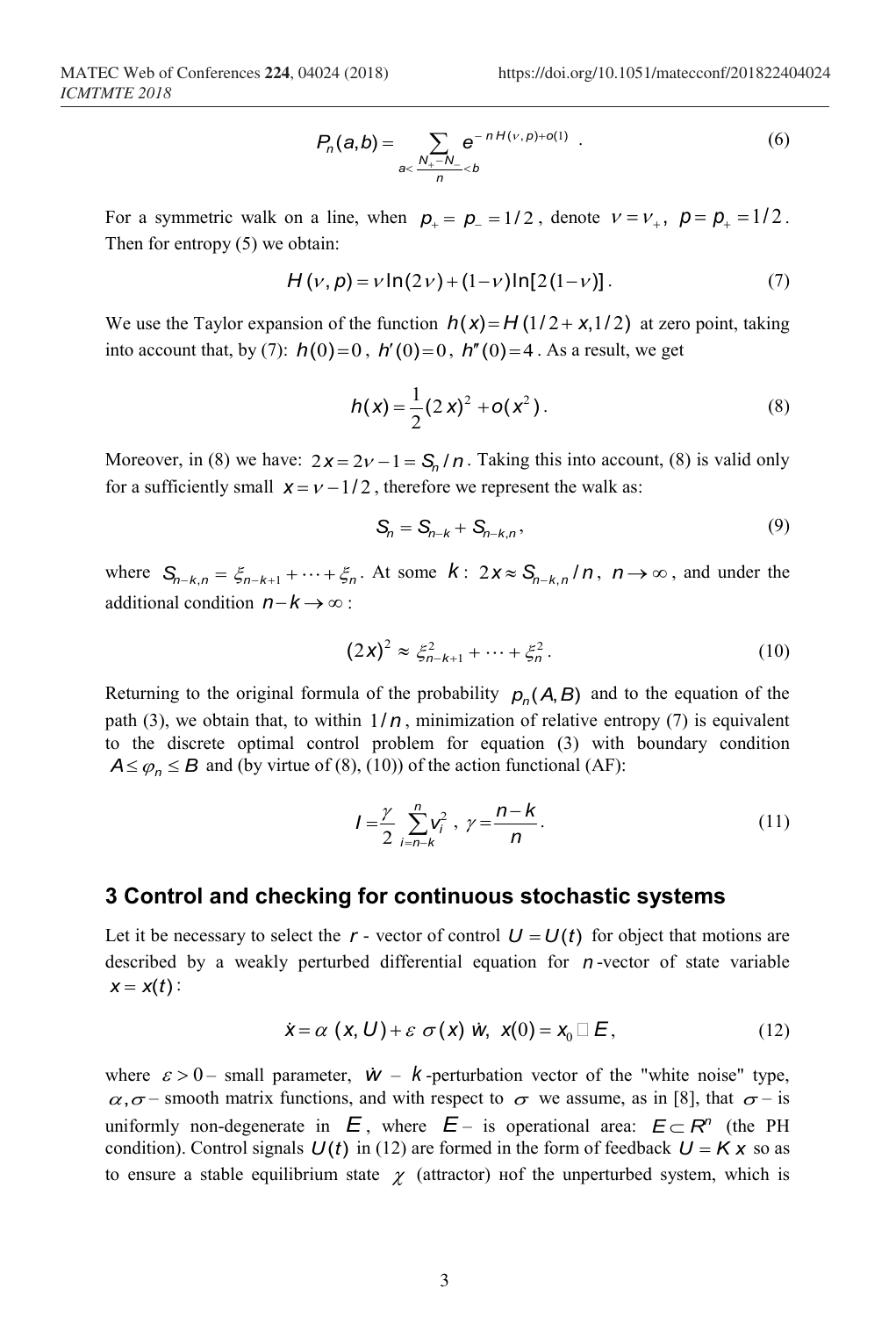$$P_n(a,b) = \sum_{a<\frac{N_+-N_-}{n}<b} e^{-nH(\nu,p)+o(1)} \quad . \tag{6}$$

For a symmetric walk on a line, when $p_+ = p_- = 1/2$, denote $\nu = \nu_+$, $p = p_+ = 1/2$. Then for entropy (5) we obtain:

$$H(\nu,p) = \nu \ln(2\nu) + (1-\nu)\ln[2(1-\nu)]. \tag{7}$$

We use the Taylor expansion of the function $h(x) = H(1/2 + x, 1/2)$ at zero point, taking into account that, by (7): $h(0)=0$, $h'(0)=0$, $h''(0)=4$. As a result, we get

$$h(x) = \frac{1}{2}(2x)^2 + o(x^2). \tag{8}$$

Moreover, in (8) we have: $2x = 2\nu - 1 = S_n / n$. Taking this into account, (8) is valid only for a sufficiently small $x = \nu - 1/2$, therefore we represent the walk as:

$$S_n = S_{n-k} + S_{n-k,n}, \tag{9}$$

where $S_{n-k,n} = \xi_{n-k+1} + \cdots + \xi_n$. At some $k$: $2x \approx S_{n-k,n}/n$, $n \to \infty$, and under the additional condition $n-k \to \infty$:

$$(2x)^2 \approx \xi_{n-k+1}^2 + \cdots + \xi_n^2. \tag{10}$$

Returning to the original formula of the probability $p_n(A,B)$ and to the equation of the path (3), we obtain that, to within $1/n$, minimization of relative entropy (7) is equivalent to the discrete optimal control problem for equation (3) with boundary condition $A \le \varphi_n \le B$ and (by virtue of (8), (10)) of the action functional (AF):

$$I = \frac{\gamma}{2}\sum_{i=n-k}^{n} v_i^2 \;,\; \gamma = \frac{n-k}{n}. \tag{11}$$

## 3 Control and checking for continuous stochastic systems

Let it be necessary to select the $r$ - vector of control $U = U(t)$ for object that motions are described by a weakly perturbed differential equation for $n$-vector of state variable $x = x(t)$:

$$\dot{x} = \alpha\,(x, U) + \varepsilon\,\sigma(x)\,\dot{w},\;\; x(0) = x_0 \in E, \tag{12}$$

where $\varepsilon > 0$ – small parameter, $\dot{w}$ – $k$-perturbation vector of the "white noise" type, $\alpha, \sigma$ – smooth matrix functions, and with respect to $\sigma$ we assume, as in [8], that $\sigma$ – is uniformly non-degenerate in $E$, where $E$ – is operational area: $E \subset R^n$ (the PH condition). Control signals $U(t)$ in (12) are formed in the form of feedback $U = K\,x$ so as to ensure a stable equilibrium state $\chi$ (attractor) нof the unperturbed system, which is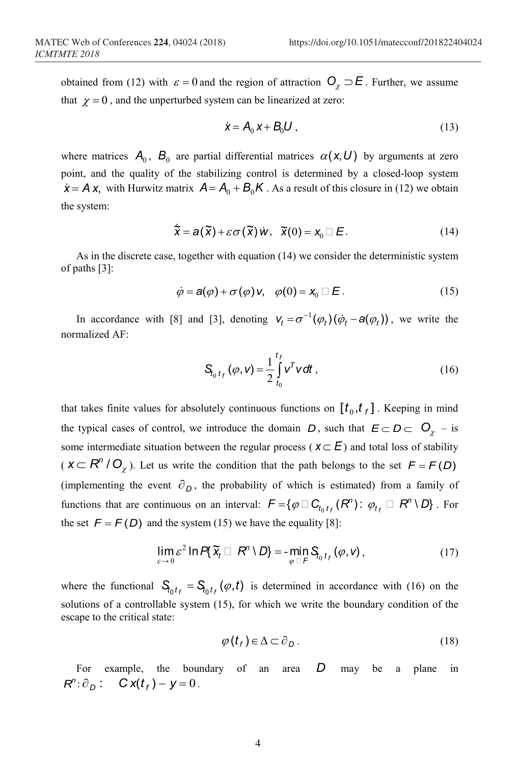obtained from (12) with $\varepsilon = 0$ and the region of attraction $O_\chi \supset E$. Further, we assume that $\chi = 0$, and the unperturbed system can be linearized at zero:

$$\dot{x} = A_0 x + B_0 U \,, \tag{13}$$

where matrices $A_0$, $B_0$ are partial differential matrices $\alpha(x,U)$ by arguments at zero point, and the quality of the stabilizing control is determined by a closed-loop system $\dot{x} = A\,x,$ with Hurwitz matrix $A = A_0 + B_0 K$. As a result of this closure in (12) we obtain the system:

$$\dot{\tilde{x}} = a(\tilde{x}) + \varepsilon \sigma(\tilde{x})\,\dot{w}, \quad \tilde{x}(0) = x_0 \in E \,. \tag{14}$$

As in the discrete case, together with equation (14) we consider the deterministic system of paths [3]:

$$\dot{\varphi} = a(\varphi) + \sigma(\varphi)\,v, \quad \varphi(0) = x_0 \in E \,. \tag{15}$$

In accordance with [8] and [3], denoting $v_t = \sigma^{-1}(\varphi_t)(\dot{\varphi}_t - a(\varphi_t))$, we write the normalized AF:

$$S_{t_0 t_f}(\varphi, v) = \frac{1}{2}\int_{t_0}^{t_f} v^T v\, dt \,, \tag{16}$$

that takes finite values for absolutely continuous functions on $[t_0, t_f]$. Keeping in mind the typical cases of control, we introduce the domain $D$, such that $E \subset D \subset O_\chi$ – is some intermediate situation between the regular process ($x \subset E$) and total loss of stability ($x \subset R^n / O_\chi$). Let us write the condition that the path belongs to the set $F = F(D)$ (implementing the event $\partial_D$, the probability of which is estimated) from a family of functions that are continuous on an interval: $F = \{\varphi \in C_{t_0 t_f}(R^n) \colon \varphi_{t_f} \in R^n \setminus D\}$. For the set $F = F(D)$ and the system (15) we have the equality [8]:

$$\lim_{\varepsilon \to 0} \varepsilon^2 \ln P\{\tilde{x}_t \in R^n \setminus D\} = -\min_{\varphi \in F} S_{t_0 t_f}(\varphi, v)\,, \tag{17}$$

where the functional $S_{t_0 t_f} = S_{t_0 t_f}(\varphi, t)$ is determined in accordance with (16) on the solutions of a controllable system (15), for which we write the boundary condition of the escape to the critical state:

$$\varphi(t_f) \in \Delta \subset \partial_D \,. \tag{18}$$

For example, the boundary of an area $D$ may be a plane in $R^n \colon \partial_D \colon \quad C\,x(t_f) - y = 0$.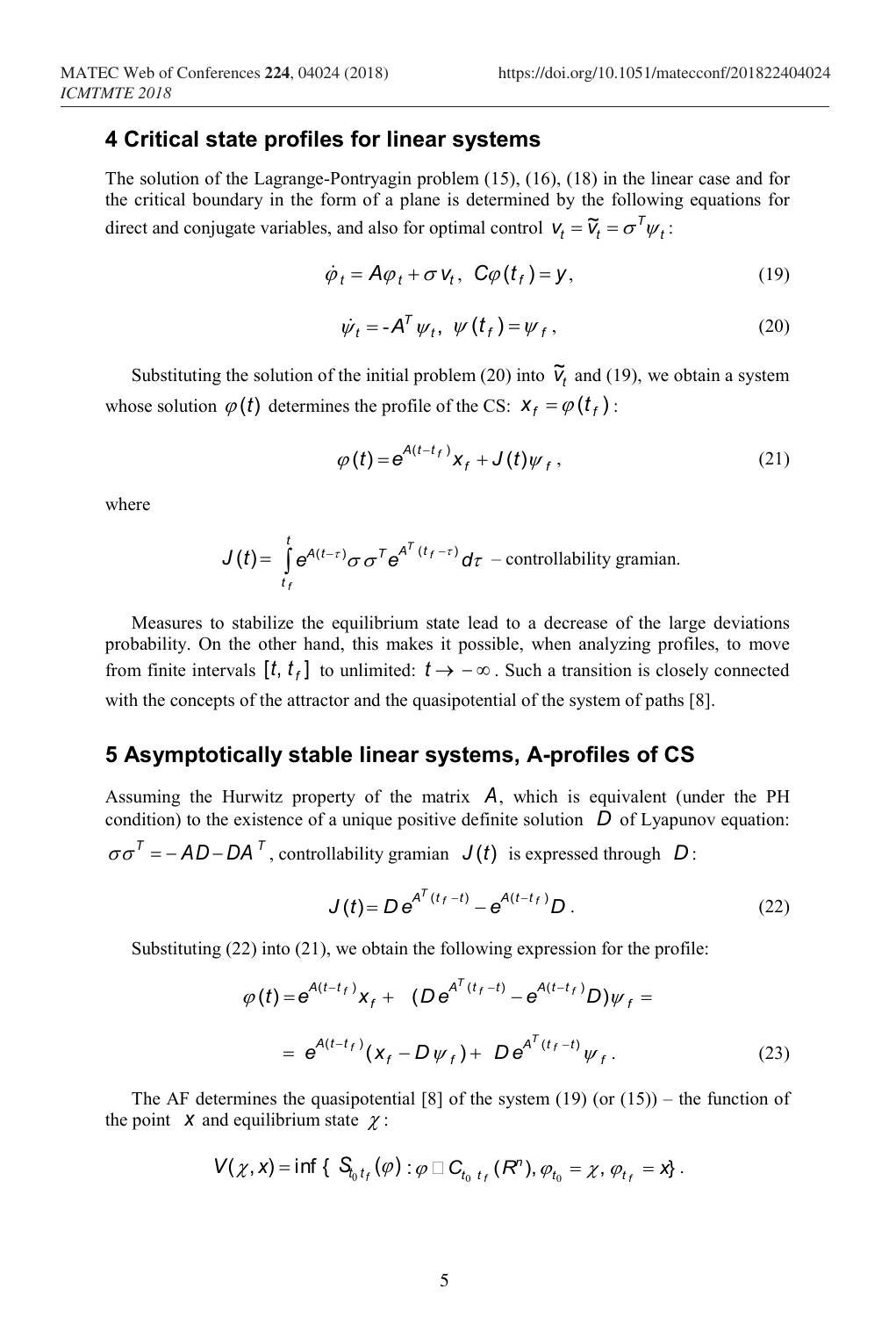## 4 Critical state profiles for linear systems

The solution of the Lagrange-Pontryagin problem (15), (16), (18) in the linear case and for the critical boundary in the form of a plane is determined by the following equations for direct and conjugate variables, and also for optimal control $v_t = \tilde{v}_t = \sigma^T \psi_t$:

$$\dot{\varphi}_t = A\varphi_t + \sigma v_t, \; C\varphi(t_f) = y, \tag{19}$$

$$\dot{\psi}_t = -A^T \psi_t, \; \psi(t_f) = \psi_f, \tag{20}$$

Substituting the solution of the initial problem (20) into $\tilde{v}_t$ and (19), we obtain a system whose solution $\varphi(t)$ determines the profile of the CS: $x_f = \varphi(t_f)$:

$$\varphi(t) = e^{A(t-t_f)} x_f + J(t)\psi_f, \tag{21}$$

where

$$J(t) = \int_{t_f}^{t} e^{A(t-\tau)} \sigma \sigma^T e^{A^T(t_f-\tau)} d\tau$$ – controllability gramian.

Measures to stabilize the equilibrium state lead to a decrease of the large deviations probability. On the other hand, this makes it possible, when analyzing profiles, to move from finite intervals $[t, t_f]$ to unlimited: $t \to -\infty$. Such a transition is closely connected with the concepts of the attractor and the quasipotential of the system of paths [8].

## 5 Asymptotically stable linear systems, A-profiles of CS

Assuming the Hurwitz property of the matrix $A$, which is equivalent (under the PH condition) to the existence of a unique positive definite solution $D$ of Lyapunov equation: $\sigma\sigma^T = -AD - DA^T$, controllability gramian $J(t)$ is expressed through $D$:

$$J(t) = D e^{A^T(t_f-t)} - e^{A(t-t_f)} D. \tag{22}$$

Substituting (22) into (21), we obtain the following expression for the profile:

$$\varphi(t) = e^{A(t-t_f)} x_f + \left(D e^{A^T(t_f-t)} - e^{A(t-t_f)} D\right)\psi_f =$$

$$= e^{A(t-t_f)}(x_f - D\psi_f) + D e^{A^T(t_f-t)} \psi_f. \tag{23}$$

The AF determines the quasipotential [8] of the system (19) (or (15)) – the function of the point $x$ and equilibrium state $\chi$:

$$V(\chi, x) = \inf \{ S_{t_0 t_f}(\varphi) : \varphi \in C_{t_0 t_f}(R^n), \varphi_{t_0} = \chi, \varphi_{t_f} = x \}.$$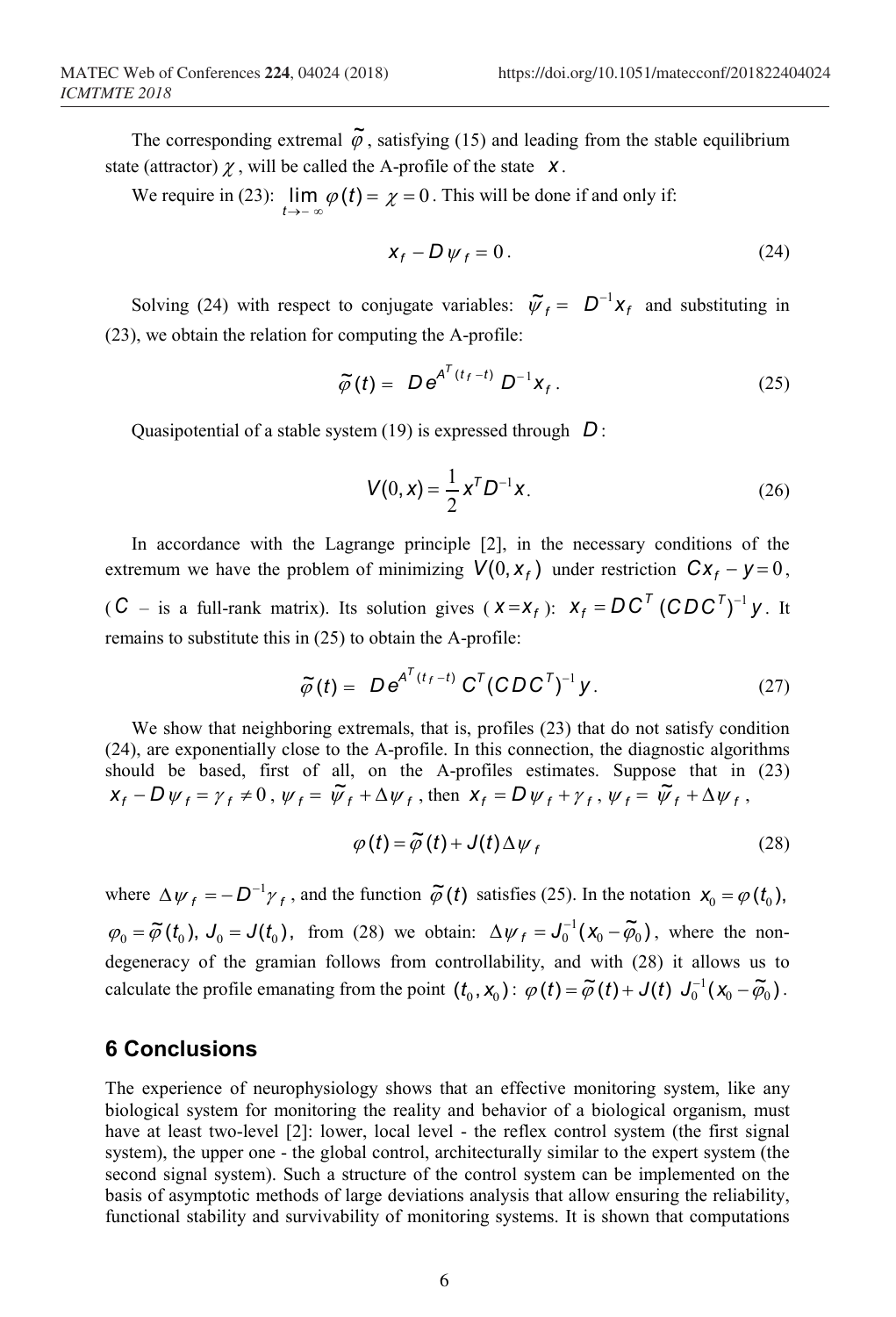The corresponding extremal $\tilde{\varphi}$, satisfying (15) and leading from the stable equilibrium state (attractor) $\chi$, will be called the A-profile of the state $x$.

We require in (23): $\lim_{t \to -\infty} \varphi(t) = \chi = 0$. This will be done if and only if:

$$x_f - D\psi_f = 0. \tag{24}$$

Solving (24) with respect to conjugate variables: $\tilde{\psi}_f = D^{-1}x_f$ and substituting in (23), we obtain the relation for computing the A-profile:

$$\tilde{\varphi}(t) = De^{A^T(t_f - t)} D^{-1}x_f. \tag{25}$$

Quasipotential of a stable system (19) is expressed through $D$:

$$V(0, x) = \frac{1}{2}x^T D^{-1}x. \tag{26}$$

In accordance with the Lagrange principle [2], in the necessary conditions of the extremum we have the problem of minimizing $V(0, x_f)$ under restriction $Cx_f - y = 0$, ($C$ – is a full-rank matrix). Its solution gives ($x = x_f$): $x_f = DC^T(CDC^T)^{-1}y$. It remains to substitute this in (25) to obtain the A-profile:

$$\tilde{\varphi}(t) = De^{A^T(t_f - t)} C^T(CDC^T)^{-1}y. \tag{27}$$

We show that neighboring extremals, that is, profiles (23) that do not satisfy condition (24), are exponentially close to the A-profile. In this connection, the diagnostic algorithms should be based, first of all, on the A-profiles estimates. Suppose that in (23) $x_f - D\psi_f = \gamma_f \neq 0$, $\psi_f = \tilde{\psi}_f + \Delta\psi_f$, then $x_f = D\psi_f + \gamma_f$, $\psi_f = \tilde{\psi}_f + \Delta\psi_f$,

$$\varphi(t) = \tilde{\varphi}(t) + J(t)\Delta\psi_f \tag{28}$$

where $\Delta\psi_f = -D^{-1}\gamma_f$, and the function $\tilde{\varphi}(t)$ satisfies (25). In the notation $x_0 = \varphi(t_0)$, $\varphi_0 = \tilde{\varphi}(t_0)$, $J_0 = J(t_0)$, from (28) we obtain: $\Delta\psi_f = J_0^{-1}(x_0 - \tilde{\varphi}_0)$, where the non-degeneracy of the gramian follows from controllability, and with (28) it allows us to calculate the profile emanating from the point $(t_0, x_0)$: $\varphi(t) = \tilde{\varphi}(t) + J(t)\, J_0^{-1}(x_0 - \tilde{\varphi}_0)$.

## 6 Conclusions

The experience of neurophysiology shows that an effective monitoring system, like any biological system for monitoring the reality and behavior of a biological organism, must have at least two-level [2]: lower, local level - the reflex control system (the first signal system), the upper one - the global control, architecturally similar to the expert system (the second signal system). Such a structure of the control system can be implemented on the basis of asymptotic methods of large deviations analysis that allow ensuring the reliability, functional stability and survivability of monitoring systems. It is shown that computations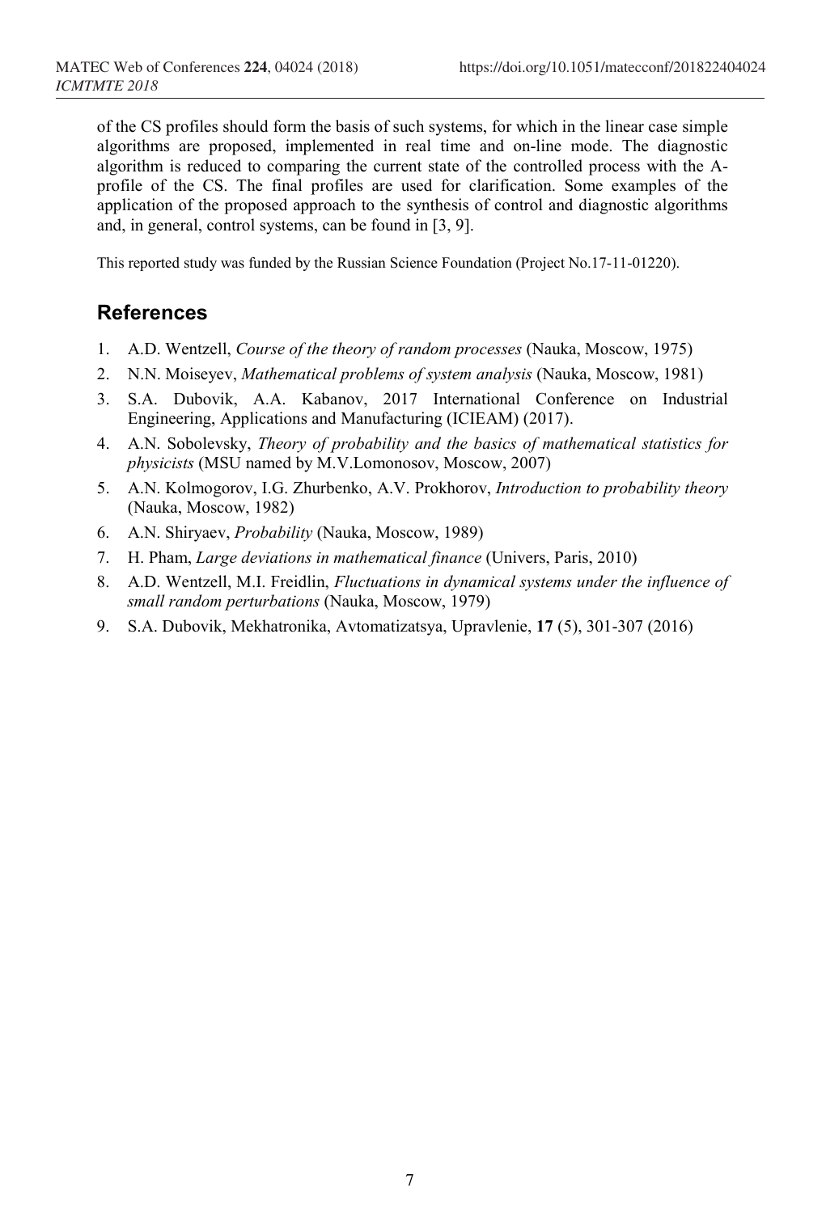of the CS profiles should form the basis of such systems, for which in the linear case simple algorithms are proposed, implemented in real time and on-line mode. The diagnostic algorithm is reduced to comparing the current state of the controlled process with the A-profile of the CS. The final profiles are used for clarification. Some examples of the application of the proposed approach to the synthesis of control and diagnostic algorithms and, in general, control systems, can be found in [3, 9].

This reported study was funded by the Russian Science Foundation (Project No.17-11-01220).

## References

1. A.D. Wentzell, *Course of the theory of random processes* (Nauka, Moscow, 1975)
2. N.N. Moiseyev, *Mathematical problems of system analysis* (Nauka, Moscow, 1981)
3. S.A. Dubovik, A.A. Kabanov, 2017 International Conference on Industrial Engineering, Applications and Manufacturing (ICIEAM) (2017).
4. A.N. Sobolevsky, *Theory of probability and the basics of mathematical statistics for physicists* (MSU named by M.V.Lomonosov, Moscow, 2007)
5. A.N. Kolmogorov, I.G. Zhurbenko, A.V. Prokhorov, *Introduction to probability theory* (Nauka, Moscow, 1982)
6. A.N. Shiryaev, *Probability* (Nauka, Moscow, 1989)
7. H. Pham, *Large deviations in mathematical finance* (Univers, Paris, 2010)
8. A.D. Wentzell, M.I. Freidlin, *Fluctuations in dynamical systems under the influence of small random perturbations* (Nauka, Moscow, 1979)
9. S.A. Dubovik, Mekhatronika, Avtomatizatsya, Upravlenie, **17** (5), 301-307 (2016)